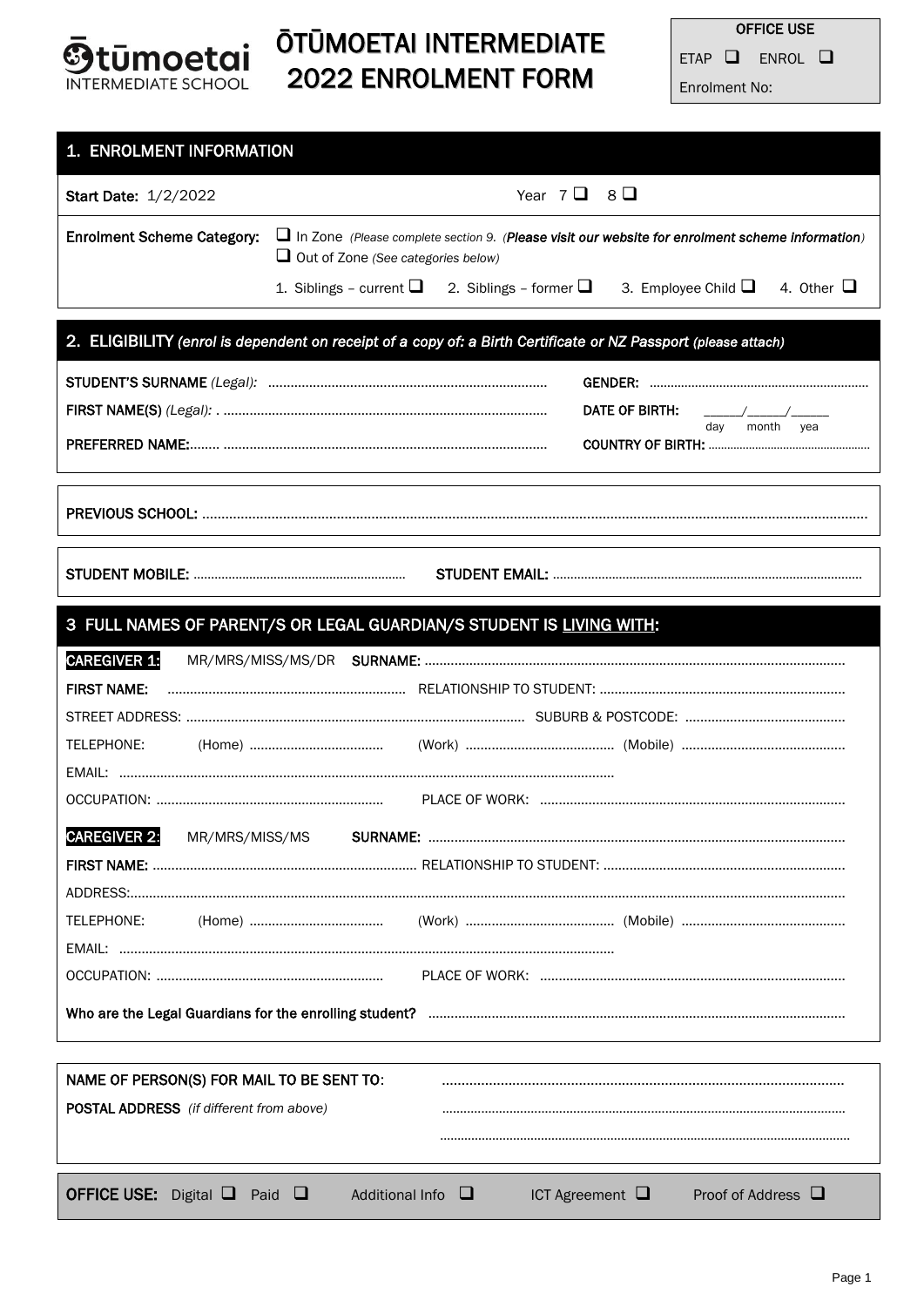# ŌTŪMOETAI INTERMEDIATE 2022 ENROLMENT FORM

Ōtūmoetai INTERMEDIATE SCHOOL

| OFFICE USE |
|---|
| ETAP ❑ ENROL ❑ |
| Enrolment No: |

## 1. ENROLMENT INFORMATION

**Start Date:** 1/2/2022 Year 7 ❑ 8 ❑

**Enrolment Scheme Category:** ❑ In Zone *(Please complete section 9. (**Please visit our website for enrolment scheme information**)*
❑ Out of Zone *(See categories below)*
1. Siblings – current ❑ 2. Siblings – former ❑ 3. Employee Child ❑ 4. Other ❑

## 2. ELIGIBILITY *(enrol is dependent on receipt of a copy of: a Birth Certificate or NZ Passport (please attach)*

**STUDENT'S SURNAME** *(Legal):* ..........................................................................

**GENDER:** ..............................................................

**FIRST NAME(S)** *(Legal):* . ......................................................................................

**DATE OF BIRTH:** ______/______/______ (day month yea)

**PREFERRED NAME:**........ ......................................................................................

**COUNTRY OF BIRTH:** ..................................................

**PREVIOUS SCHOOL:** ..........................................................................................................................................................................

**STUDENT MOBILE:** ............................................................ **STUDENT EMAIL:** .......................................................................................

## 3 FULL NAMES OF PARENT/S OR LEGAL GUARDIAN/S STUDENT IS LIVING WITH:

**CAREGIVER 1:** MR/MRS/MISS/MS/DR **SURNAME:** ................................................................................................................

**FIRST NAME:** ................................................................ RELATIONSHIP TO STUDENT: .................................................................

STREET ADDRESS: .......................................................................................... SUBURB & POSTCODE: ...........................................

TELEPHONE: (Home) .................................... (Work) ........................................ (Mobile) ............................................

EMAIL: ...................................................................................................................................

OCCUPATION: ............................................................ PLACE OF WORK: .................................................................................

**CAREGIVER 2:** MR/MRS/MISS/MS **SURNAME:** ................................................................................................................

**FIRST NAME:** ...................................................................... RELATIONSHIP TO STUDENT: ................................................................

ADDRESS:.....................................................................................................................................................................................

TELEPHONE: (Home) .................................... (Work) ........................................ (Mobile) ............................................

EMAIL: ...................................................................................................................................

OCCUPATION: ............................................................ PLACE OF WORK: .................................................................................

**Who are the Legal Guardians for the enrolling student?** ..............................................................................................................

**NAME OF PERSON(S) FOR MAIL TO BE SENT TO:** ........................................................................................

**POSTAL ADDRESS** *(if different from above)* ..............................................................................................................

..............................................................................................................

**OFFICE USE:** Digital ❑ Paid ❑ Additional Info ❑ ICT Agreement ❑ Proof of Address ❑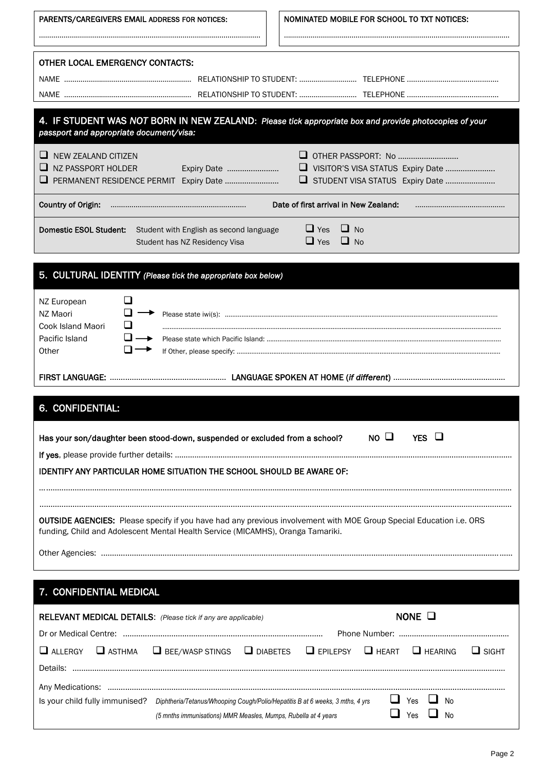**PARENTS/CAREGIVERS EMAIL ADDRESS FOR NOTICES:**

……………………………………………………………………………………

**NOMINATED MOBILE FOR SCHOOL TO TXT NOTICES:**

……………………………………………………………………………………

**OTHER LOCAL EMERGENCY CONTACTS:**

NAME …………………………………………… RELATIONSHIP TO STUDENT: ……………………… TELEPHONE ………………………………………

NAME …………………………………………… RELATIONSHIP TO STUDENT: ……………………… TELEPHONE ………………………………………

## 4. IF STUDENT WAS *NOT* BORN IN NEW ZEALAND: *Please tick appropriate box and provide photocopies of your passport and appropriate document/visa:*

- ☐ NEW ZEALAND CITIZEN
- ☐ NZ PASSPORT HOLDER Expiry Date ……………………
- ☐ PERMANENT RESIDENCE PERMIT Expiry Date ……………………
- ☐ OTHER PASSPORT: No ………………………
- ☐ VISITOR'S VISA STATUS Expiry Date ……………………
- ☐ STUDENT VISA STATUS Expiry Date ……………………

**Country of Origin:** ……………………………………………… **Date of first arrival in New Zealand:** ……………………………

**Domestic ESOL Student:**
Student with English as second language ☐ Yes ☐ No
Student has NZ Residency Visa ☐ Yes ☐ No

## 5. CULTURAL IDENTITY *(Please tick the appropriate box below)*

- NZ European ☐
- NZ Maori ☐ → Please state iwi(s): ……………………………………………………………………………
- Cook Island Maori ☐ ……………………………………………………………………………
- Pacific Island ☐ → Please state which Pacific Island: ……………………………………………………
- Other ☐ → If Other, please specify: ……………………………………………………………

**FIRST LANGUAGE:** ……………………………………… **LANGUAGE SPOKEN AT HOME (*if different*)** ………………………………………

## 6. CONFIDENTIAL:

**Has your son/daughter been stood-down, suspended or excluded from a school?** NO ☐ YES ☐

**If yes**, please provide further details: ……………………………………………………………………………

**IDENTIFY ANY PARTICULAR HOME SITUATION THE SCHOOL SHOULD BE AWARE OF:**

……………………………………………………………………………………………………………

……………………………………………………………………………………………………………

**OUTSIDE AGENCIES:** Please specify if you have had any previous involvement with MOE Group Special Education i.e. ORS funding, Child and Adolescent Mental Health Service (MICAMHS), Oranga Tamariki.

Other Agencies: ……………………………………………………………………………………………

## 7. CONFIDENTIAL MEDICAL

**RELEVANT MEDICAL DETAILS**: *(Please tick if any are applicable)* **NONE** ☐

Dr or Medical Centre: ……………………………………………………………… Phone Number: ………………………………………

☐ ALLERGY ☐ ASTHMA ☐ BEE/WASP STINGS ☐ DIABETES ☐ EPILEPSY ☐ HEART ☐ HEARING ☐ SIGHT

Details: ……………………………………………………………………………………………………

Any Medications: ……………………………………………………………………………………………

Is your child fully immunised? *Diphtheria/Tetanus/Whooping Cough/Polio/Hepatitis B at 6 weeks, 3 mths, 4 yrs* ☐ Yes ☐ No
*(5 mnths immunisations) MMR Measles, Mumps, Rubella at 4 years* ☐ Yes ☐ No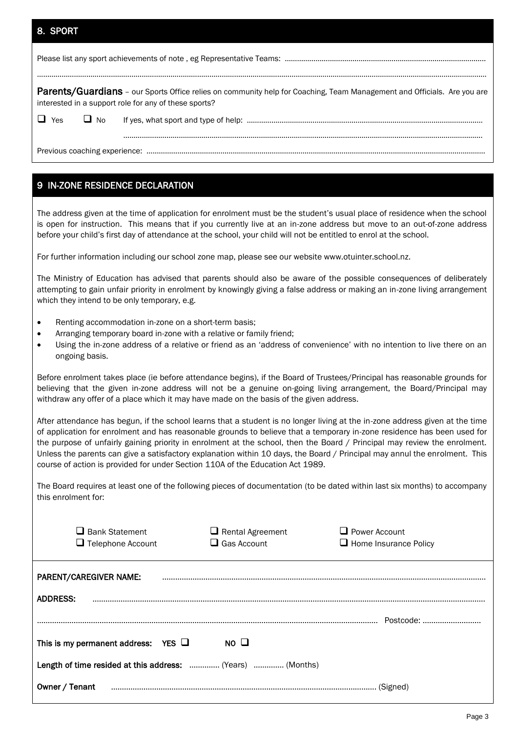## 8. SPORT

Please list any sport achievements of note , eg Representative Teams: ..................................................................................................

...................................................................................................................................................................................................

**Parents/Guardians** – our Sports Office relies on community help for Coaching, Team Management and Officials. Are you are interested in a support role for any of these sports?

☐ Yes ☐ No If yes, what sport and type of help: ..................................................................................................

...................................................................................................................................................................................................

Previous coaching experience: ..................................................................................................................................................

## 9 IN-ZONE RESIDENCE DECLARATION

The address given at the time of application for enrolment must be the student's usual place of residence when the school is open for instruction. This means that if you currently live at an in-zone address but move to an out-of-zone address before your child's first day of attendance at the school, your child will not be entitled to enrol at the school.

For further information including our school zone map, please see our website www.otuinter.school.nz.

The Ministry of Education has advised that parents should also be aware of the possible consequences of deliberately attempting to gain unfair priority in enrolment by knowingly giving a false address or making an in-zone living arrangement which they intend to be only temporary, e.g.

- Renting accommodation in-zone on a short-term basis;
- Arranging temporary board in-zone with a relative or family friend;
- Using the in-zone address of a relative or friend as an 'address of convenience' with no intention to live there on an ongoing basis.

Before enrolment takes place (ie before attendance begins), if the Board of Trustees/Principal has reasonable grounds for believing that the given in-zone address will not be a genuine on-going living arrangement, the Board/Principal may withdraw any offer of a place which it may have made on the basis of the given address.

After attendance has begun, if the school learns that a student is no longer living at the in-zone address given at the time of application for enrolment and has reasonable grounds to believe that a temporary in-zone residence has been used for the purpose of unfairly gaining priority in enrolment at the school, then the Board / Principal may review the enrolment. Unless the parents can give a satisfactory explanation within 10 days, the Board / Principal may annul the enrolment. This course of action is provided for under Section 110A of the Education Act 1989.

The Board requires at least one of the following pieces of documentation (to be dated within last six months) to accompany this enrolment for:

☐ Bank Statement ☐ Rental Agreement ☐ Power Account
☐ Telephone Account ☐ Gas Account ☐ Home Insurance Policy

**PARENT/CAREGIVER NAME:** ..........................................................................................................................................

**ADDRESS:** ...................................................................................................................................................................

........................................................................................................................................................ Postcode: ...........................

**This is my permanent address: YES** ☐ **NO** ☐

**Length of time resided at this address:** ............. (Years) ............. (Months)

**Owner / Tenant** ......................................................................................................................... (Signed)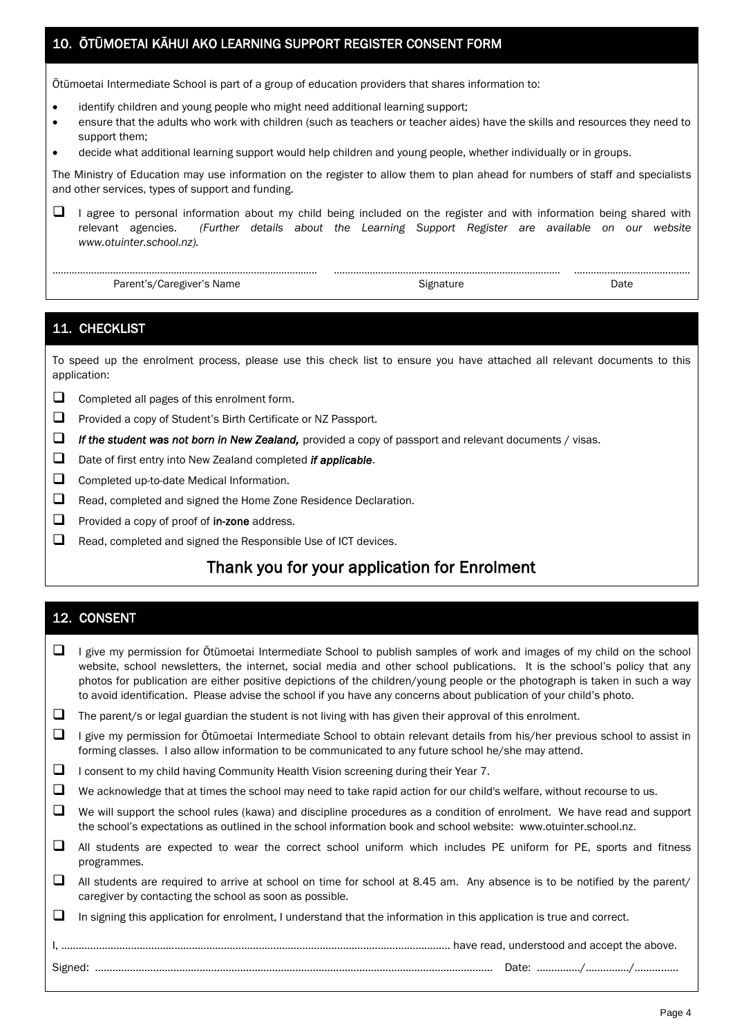## 10. ŌTŪMOETAI KĀHUI AKO LEARNING SUPPORT REGISTER CONSENT FORM

Ōtūmoetai Intermediate School is part of a group of education providers that shares information to:

- identify children and young people who might need additional learning support;
- ensure that the adults who work with children (such as teachers or teacher aides) have the skills and resources they need to support them;
- decide what additional learning support would help children and young people, whether individually or in groups.

The Ministry of Education may use information on the register to allow them to plan ahead for numbers of staff and specialists and other services, types of support and funding.

☐ I agree to personal information about my child being included on the register and with information being shared with relevant agencies. *(Further details about the Learning Support Register are available on our website www.otuinter.school.nz).*

............................................................ ............................................................ ..........................................

Parent's/Caregiver's Name Signature Date

## 11. CHECKLIST

To speed up the enrolment process, please use this check list to ensure you have attached all relevant documents to this application:

☐ Completed all pages of this enrolment form.

☐ Provided a copy of Student's Birth Certificate or NZ Passport.

☐ ***If the student was not born in New Zealand,*** provided a copy of passport and relevant documents / visas.

☐ Date of first entry into New Zealand completed ***if applicable***.

☐ Completed up-to-date Medical Information.

☐ Read, completed and signed the Home Zone Residence Declaration.

☐ Provided a copy of proof of **in-zone** address.

☐ Read, completed and signed the Responsible Use of ICT devices.

### Thank you for your application for Enrolment

## 12. CONSENT

☐ I give my permission for Ōtūmoetai Intermediate School to publish samples of work and images of my child on the school website, school newsletters, the internet, social media and other school publications. It is the school's policy that any photos for publication are either positive depictions of the children/young people or the photograph is taken in such a way to avoid identification. Please advise the school if you have any concerns about publication of your child's photo.

☐ The parent/s or legal guardian the student is not living with has given their approval of this enrolment.

☐ I give my permission for Ōtūmoetai Intermediate School to obtain relevant details from his/her previous school to assist in forming classes. I also allow information to be communicated to any future school he/she may attend.

☐ I consent to my child having Community Health Vision screening during their Year 7.

☐ We acknowledge that at times the school may need to take rapid action for our child's welfare, without recourse to us.

☐ We will support the school rules (kawa) and discipline procedures as a condition of enrolment. We have read and support the school's expectations as outlined in the school information book and school website: www.otuinter.school.nz.

☐ All students are expected to wear the correct school uniform which includes PE uniform for PE, sports and fitness programmes.

☐ All students are required to arrive at school on time for school at 8.45 am. Any absence is to be notified by the parent/ caregiver by contacting the school as soon as possible.

☐ In signing this application for enrolment, I understand that the information in this application is true and correct.

I, .................................................................................................................................. have read, understood and accept the above.

Signed: ....................................................................................................................... Date: ............../............../..............